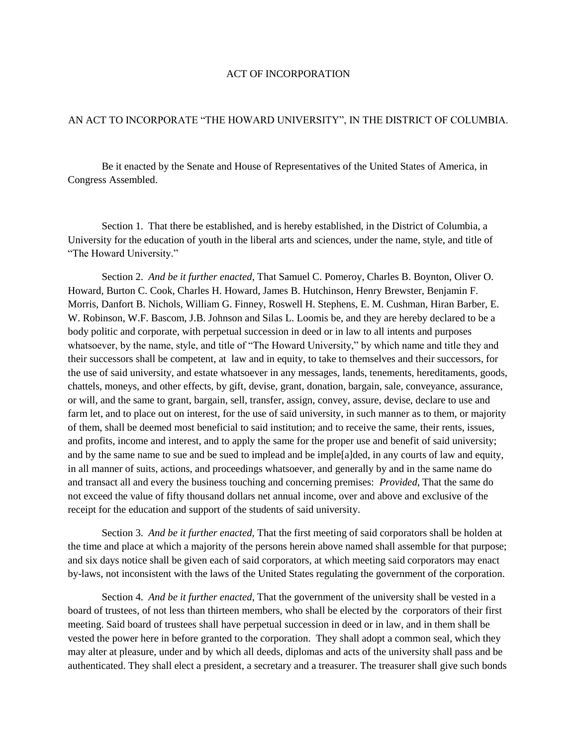# ACT OF INCORPORATION

## AN ACT TO INCORPORATE "THE HOWARD UNIVERSITY", IN THE DISTRICT OF COLUMBIA.

Be it enacted by the Senate and House of Representatives of the United States of America, in Congress Assembled.

Section 1. That there be established, and is hereby established, in the District of Columbia, a University for the education of youth in the liberal arts and sciences, under the name, style, and title of "The Howard University."

Section 2. *And be it further enacted*, That Samuel C. Pomeroy, Charles B. Boynton, Oliver O. Howard, Burton C. Cook, Charles H. Howard, James B. Hutchinson, Henry Brewster, Benjamin F. Morris, Danfort B. Nichols, William G. Finney, Roswell H. Stephens, E. M. Cushman, Hiran Barber, E. W. Robinson, W.F. Bascom, J.B. Johnson and Silas L. Loomis be, and they are hereby declared to be a body politic and corporate, with perpetual succession in deed or in law to all intents and purposes whatsoever, by the name, style, and title of "The Howard University," by which name and title they and their successors shall be competent, at law and in equity, to take to themselves and their successors, for the use of said university, and estate whatsoever in any messages, lands, tenements, hereditaments, goods, chattels, moneys, and other effects, by gift, devise, grant, donation, bargain, sale, conveyance, assurance, or will, and the same to grant, bargain, sell, transfer, assign, convey, assure, devise, declare to use and farm let, and to place out on interest, for the use of said university, in such manner as to them, or majority of them, shall be deemed most beneficial to said institution; and to receive the same, their rents, issues, and profits, income and interest, and to apply the same for the proper use and benefit of said university; and by the same name to sue and be sued to implead and be imple[a]ded, in any courts of law and equity, in all manner of suits, actions, and proceedings whatsoever, and generally by and in the same name do and transact all and every the business touching and concerning premises: *Provided*, That the same do not exceed the value of fifty thousand dollars net annual income, over and above and exclusive of the receipt for the education and support of the students of said university.

Section 3. *And be it further enacted*, That the first meeting of said corporators shall be holden at the time and place at which a majority of the persons herein above named shall assemble for that purpose; and six days notice shall be given each of said corporators, at which meeting said corporators may enact by-laws, not inconsistent with the laws of the United States regulating the government of the corporation.

Section 4. *And be it further enacted*, That the government of the university shall be vested in a board of trustees, of not less than thirteen members, who shall be elected by the corporators of their first meeting. Said board of trustees shall have perpetual succession in deed or in law, and in them shall be vested the power here in before granted to the corporation. They shall adopt a common seal, which they may alter at pleasure, under and by which all deeds, diplomas and acts of the university shall pass and be authenticated. They shall elect a president, a secretary and a treasurer. The treasurer shall give such bonds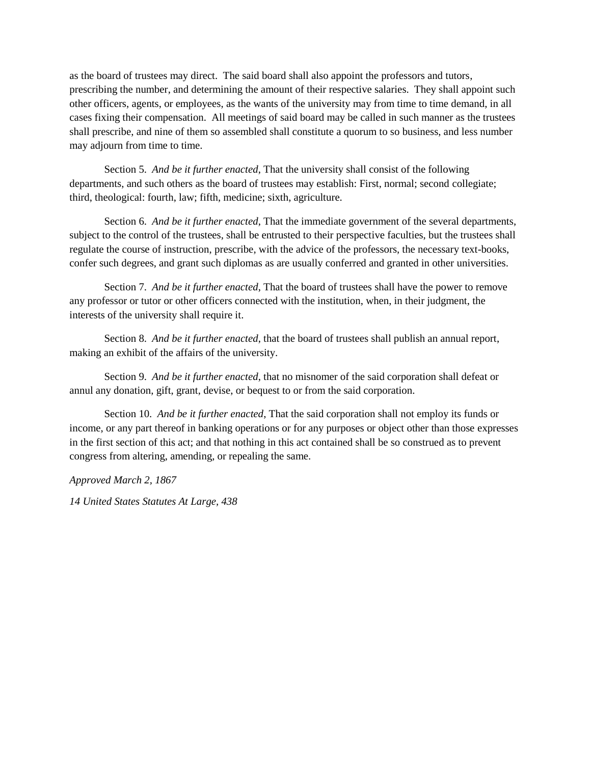as the board of trustees may direct. The said board shall also appoint the professors and tutors, prescribing the number, and determining the amount of their respective salaries. They shall appoint such other officers, agents, or employees, as the wants of the university may from time to time demand, in all cases fixing their compensation. All meetings of said board may be called in such manner as the trustees shall prescribe, and nine of them so assembled shall constitute a quorum to so business, and less number may adjourn from time to time.

Section 5. *And be it further enacted*, That the university shall consist of the following departments, and such others as the board of trustees may establish: First, normal; second collegiate; third, theological: fourth, law; fifth, medicine; sixth, agriculture.

Section 6. *And be it further enacted*, That the immediate government of the several departments, subject to the control of the trustees, shall be entrusted to their perspective faculties, but the trustees shall regulate the course of instruction, prescribe, with the advice of the professors, the necessary text-books, confer such degrees, and grant such diplomas as are usually conferred and granted in other universities.

Section 7. *And be it further enacted*, That the board of trustees shall have the power to remove any professor or tutor or other officers connected with the institution, when, in their judgment, the interests of the university shall require it.

Section 8. *And be it further enacted*, that the board of trustees shall publish an annual report, making an exhibit of the affairs of the university.

Section 9. *And be it further enacted*, that no misnomer of the said corporation shall defeat or annul any donation, gift, grant, devise, or bequest to or from the said corporation.

Section 10. *And be it further enacted*, That the said corporation shall not employ its funds or income, or any part thereof in banking operations or for any purposes or object other than those expresses in the first section of this act; and that nothing in this act contained shall be so construed as to prevent congress from altering, amending, or repealing the same.

*Approved March 2, 1867*

*14 United States Statutes At Large, 438*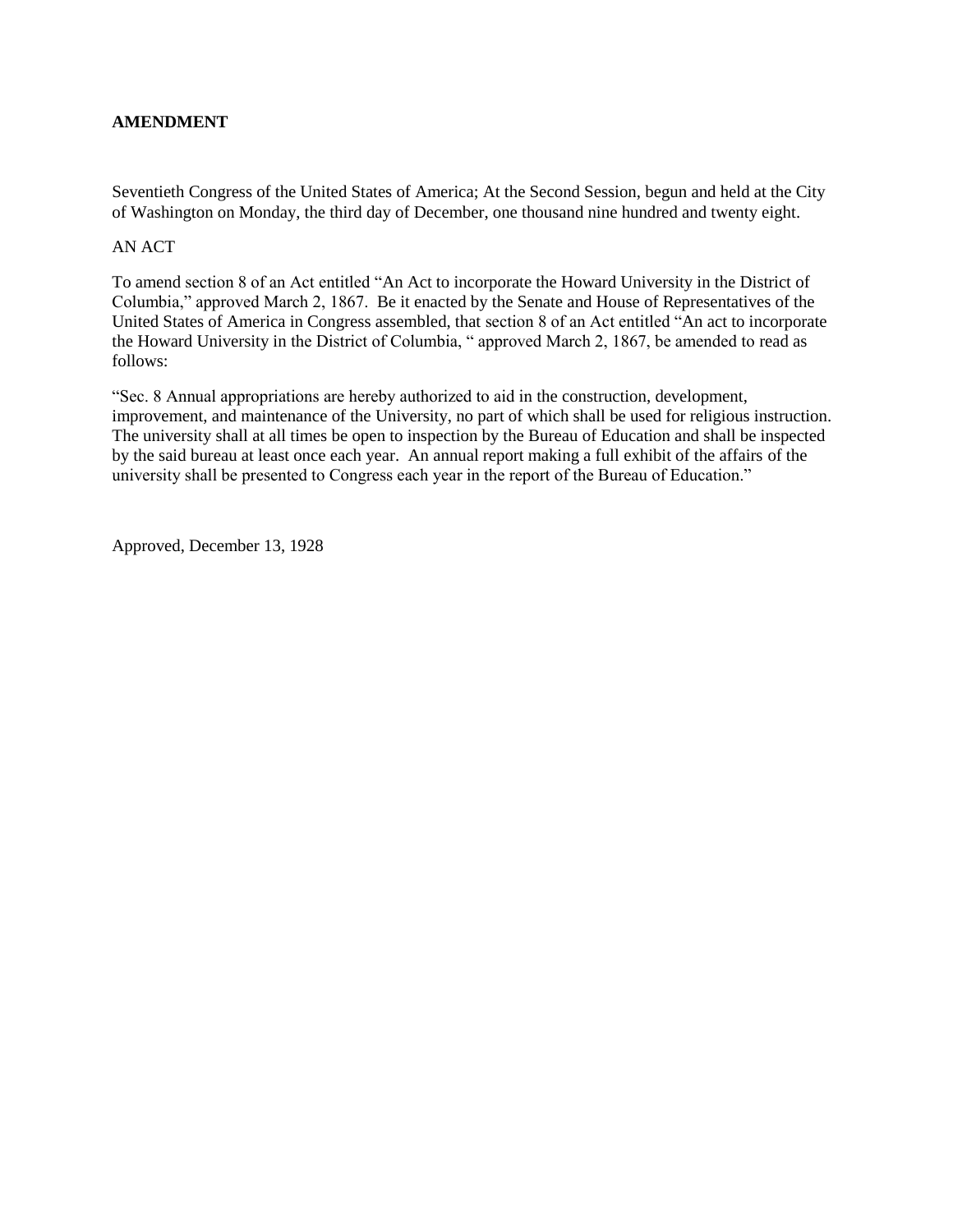**AMENDMENT**

Seventieth Congress of the United States of America; At the Second Session, begun and held at the City of Washington on Monday, the third day of December, one thousand nine hundred and twenty eight.

AN ACT

To amend section 8 of an Act entitled "An Act to incorporate the Howard University in the District of Columbia," approved March 2, 1867. Be it enacted by the Senate and House of Representatives of the United States of America in Congress assembled, that section 8 of an Act entitled "An act to incorporate the Howard University in the District of Columbia, " approved March 2, 1867, be amended to read as follows:

"Sec. 8 Annual appropriations are hereby authorized to aid in the construction, development, improvement, and maintenance of the University, no part of which shall be used for religious instruction. The university shall at all times be open to inspection by the Bureau of Education and shall be inspected by the said bureau at least once each year. An annual report making a full exhibit of the affairs of the university shall be presented to Congress each year in the report of the Bureau of Education."

Approved, December 13, 1928